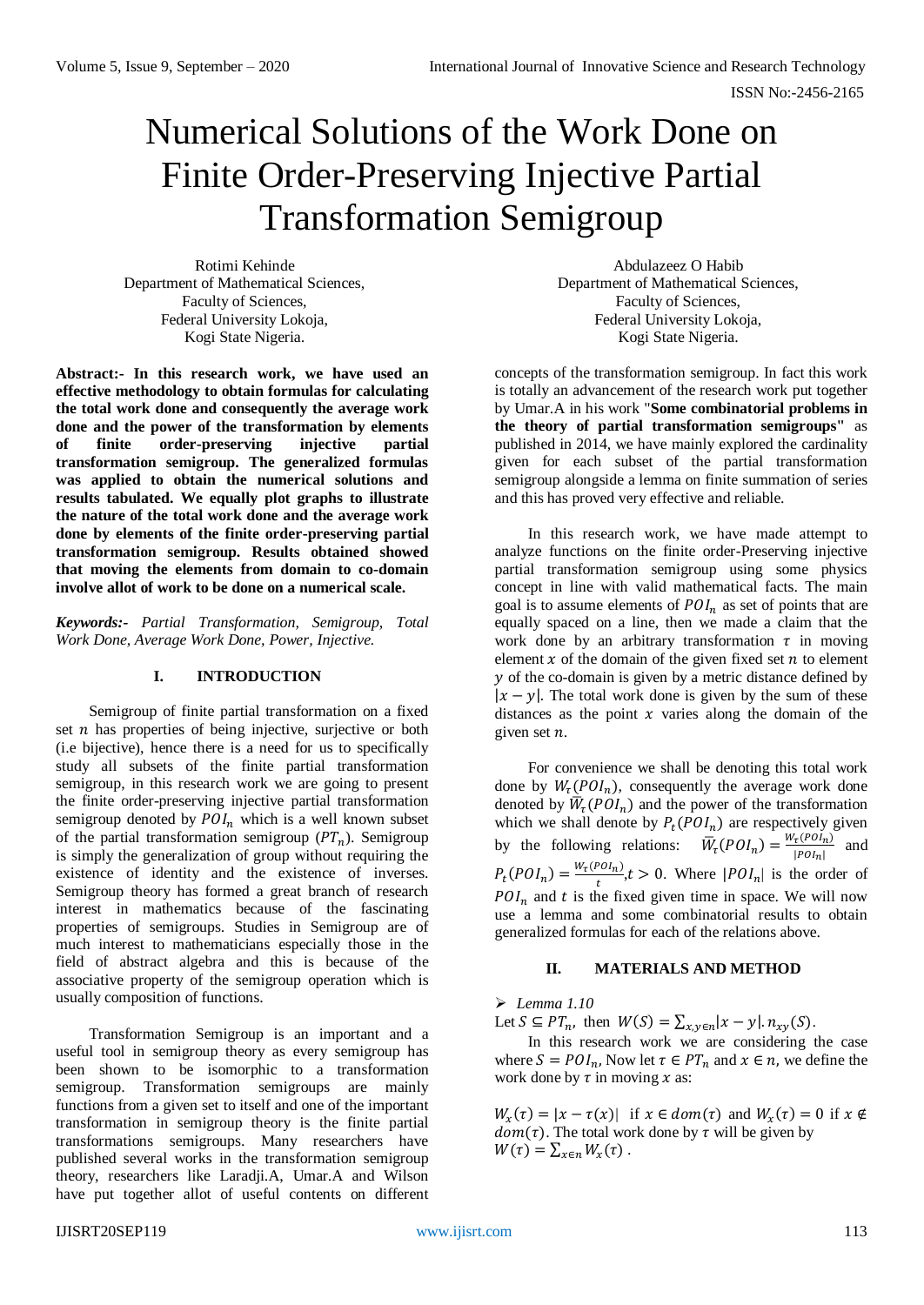# Numerical Solutions of the Work Done on Finite Order-Preserving Injective Partial Transformation Semigroup

Rotimi Kehinde
Department of Mathematical Sciences,
Faculty of Sciences,
Federal University Lokoja,
Kogi State Nigeria.

Abdulazeez O Habib
Department of Mathematical Sciences,
Faculty of Sciences,
Federal University Lokoja,
Kogi State Nigeria.

**Abstract:- In this research work, we have used an effective methodology to obtain formulas for calculating the total work done and consequently the average work done and the power of the transformation by elements of finite order-preserving injective partial transformation semigroup. The generalized formulas was applied to obtain the numerical solutions and results tabulated. We equally plot graphs to illustrate the nature of the total work done and the average work done by elements of the finite order-preserving partial transformation semigroup. Results obtained showed that moving the elements from domain to co-domain involve allot of work to be done on a numerical scale.**

***Keywords:-*** *Partial Transformation, Semigroup, Total Work Done, Average Work Done, Power, Injective.*

## I. INTRODUCTION

Semigroup of finite partial transformation on a fixed set $n$ has properties of being injective, surjective or both (i.e bijective), hence there is a need for us to specifically study all subsets of the finite partial transformation semigroup, in this research work we are going to present the finite order-preserving injective partial transformation semigroup denoted by $POI_n$ which is a well known subset of the partial transformation semigroup ($PT_n$). Semigroup is simply the generalization of group without requiring the existence of identity and the existence of inverses. Semigroup theory has formed a great branch of research interest in mathematics because of the fascinating properties of semigroups. Studies in Semigroup are of much interest to mathematicians especially those in the field of abstract algebra and this is because of the associative property of the semigroup operation which is usually composition of functions.

Transformation Semigroup is an important and a useful tool in semigroup theory as every semigroup has been shown to be isomorphic to a transformation semigroup. Transformation semigroups are mainly functions from a given set to itself and one of the important transformation in semigroup theory is the finite partial transformations semigroups. Many researchers have published several works in the transformation semigroup theory, researchers like Laradji.A, Umar.A and Wilson have put together allot of useful contents on different concepts of the transformation semigroup. In fact this work is totally an advancement of the research work put together by Umar.A in his work "**Some combinatorial problems in the theory of partial transformation semigroups**" as published in 2014, we have mainly explored the cardinality given for each subset of the partial transformation semigroup alongside a lemma on finite summation of series and this has proved very effective and reliable.

In this research work, we have made attempt to analyze functions on the finite order-Preserving injective partial transformation semigroup using some physics concept in line with valid mathematical facts. The main goal is to assume elements of $POI_n$ as set of points that are equally spaced on a line, then we made a claim that the work done by an arbitrary transformation $\tau$ in moving element $x$ of the domain of the given fixed set $n$ to element $y$ of the co-domain is given by a metric distance defined by $|x - y|$. The total work done is given by the sum of these distances as the point $x$ varies along the domain of the given set $n$.

For convenience we shall be denoting this total work done by $W_\tau(POI_n)$, consequently the average work done denoted by $\overline{W}_\tau(POI_n)$ and the power of the transformation which we shall denote by $P_t(POI_n)$ are respectively given by the following relations: $\overline{W}_\tau(POI_n) = \frac{W_\tau(POI_n)}{|POI_n|}$ and $P_t(POI_n) = \frac{W_\tau(POI_n)}{t}, t > 0$. Where $|POI_n|$ is the order of $POI_n$ and $t$ is the fixed given time in space. We will now use a lemma and some combinatorial results to obtain generalized formulas for each of the relations above.

## II. MATERIALS AND METHOD

➢ *Lemma 1.10*

Let $S \subseteq PT_n$, then $W(S) = \sum_{x,y \in n} |x - y|. n_{xy}(S)$.

In this research work we are considering the case where $S = POI_n$, Now let $\tau \in PT_n$ and $x \in n$, we define the work done by $\tau$ in moving $x$ as:

$W_x(\tau) = |x - \tau(x)|$ if $x \in dom(\tau)$ and $W_x(\tau) = 0$ if $x \notin dom(\tau)$. The total work done by $\tau$ will be given by $W(\tau) = \sum_{x \in n} W_x(\tau)$ .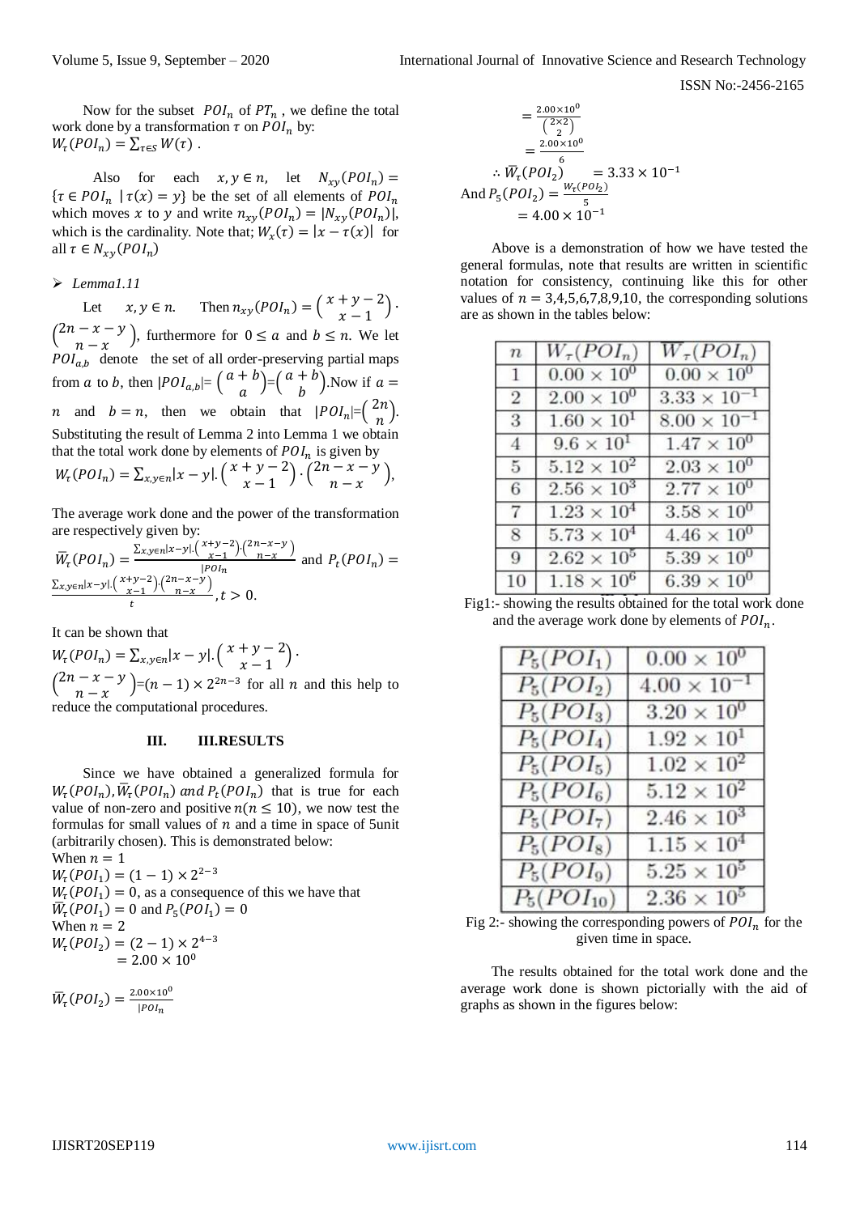Now for the subset $POI_n$ of $PT_n$, we define the total work done by a transformation $\tau$ on $POI_n$ by:
$W_\tau(POI_n) = \sum_{\tau \in S} W(\tau)$.

Also for each $x, y \in n$, let $N_{xy}(POI_n) = \{\tau \in POI_n \mid \tau(x) = y\}$ be the set of all elements of $POI_n$ which moves $x$ to $y$ and write $n_{xy}(POI_n) = |N_{xy}(POI_n)|$, which is the cardinality. Note that; $W_x(\tau) = |x - \tau(x)|$ for all $\tau \in N_{xy}(POI_n)$

- *Lemma1.11*

Let $x, y \in n$. Then $n_{xy}(POI_n) = \binom{x+y-2}{x-1} \cdot \binom{2n-x-y}{n-x}$, furthermore for $0 \leq a$ and $b \leq n$. We let $POI_{a,b}$ denote the set of all order-preserving partial maps from $a$ to $b$, then $|POI_{a,b}| = \binom{a+b}{a} = \binom{a+b}{b}$. Now if $a = n$ and $b = n$, then we obtain that $|POI_n| = \binom{2n}{n}$. Substituting the result of Lemma 2 into Lemma 1 we obtain that the total work done by elements of $POI_n$ is given by
$W_\tau(POI_n) = \sum_{x,y \in n} |x - y| . \binom{x+y-2}{x-1} \cdot \binom{2n-x-y}{n-x}$,

The average work done and the power of the transformation are respectively given by:
$\overline{W}_\tau(POI_n) = \frac{\sum_{x,y \in n} |x-y| . \binom{x+y-2}{x-1} \cdot \binom{2n-x-y}{n-x}}{|POI_n|}$ and $P_t(POI_n) = \frac{\sum_{x,y \in n} |x-y| . \binom{x+y-2}{x-1} \cdot \binom{2n-x-y}{n-x}}{t}, t > 0$.

It can be shown that
$W_\tau(POI_n) = \sum_{x,y \in n} |x - y| . \binom{x+y-2}{x-1} \cdot \binom{2n-x-y}{n-x} = (n-1) \times 2^{2n-3}$ for all $n$ and this help to reduce the computational procedures.

## III. III.RESULTS

Since we have obtained a generalized formula for $W_\tau(POI_n), \overline{W}_\tau(POI_n)$ *and* $P_t(POI_n)$ that is true for each value of non-zero and positive $n (n \leq 10)$, we now test the formulas for small values of $n$ and a time in space of 5unit (arbitrarily chosen). This is demonstrated below:
When $n = 1$
$W_\tau(POI_1) = (1 - 1) \times 2^{2-3}$
$W_\tau(POI_1) = 0$, as a consequence of this we have that
$\overline{W}_\tau(POI_1) = 0$ and $P_5(POI_1) = 0$
When $n = 2$
$W_\tau(POI_2) = (2 - 1) \times 2^{4-3}$
$= 2.00 \times 10^0$

$\overline{W}_\tau(POI_2) = \frac{2.00 \times 10^0}{|POI_n}$
$= \frac{2.00 \times 10^0}{\binom{2 \times 2}{2}}$
$= \frac{2.00 \times 10^0}{6}$
$\therefore \overline{W}_\tau(POI_2) = 3.33 \times 10^{-1}$
And $P_5(POI_2) = \frac{W_\tau(POI_2)}{5}$
$= 4.00 \times 10^{-1}$

Above is a demonstration of how we have tested the general formulas, note that results are written in scientific notation for consistency, continuing like this for other values of $n = 3,4,5,6,7,8,9,10$, the corresponding solutions are as shown in the tables below:

| $n$ | $W_\tau(POI_n)$ | $\overline{W}_\tau(POI_n)$ |
|---|---|---|
| 1 | $0.00 \times 10^0$ | $0.00 \times 10^0$ |
| 2 | $2.00 \times 10^0$ | $3.33 \times 10^{-1}$ |
| 3 | $1.60 \times 10^1$ | $8.00 \times 10^{-1}$ |
| 4 | $9.6 \times 10^1$ | $1.47 \times 10^0$ |
| 5 | $5.12 \times 10^2$ | $2.03 \times 10^0$ |
| 6 | $2.56 \times 10^3$ | $2.77 \times 10^0$ |
| 7 | $1.23 \times 10^4$ | $3.58 \times 10^0$ |
| 8 | $5.73 \times 10^4$ | $4.46 \times 10^0$ |
| 9 | $2.62 \times 10^5$ | $5.39 \times 10^0$ |
| 10 | $1.18 \times 10^6$ | $6.39 \times 10^0$ |

Fig1:- showing the results obtained for the total work done and the average work done by elements of $POI_n$.

| $P_5(POI_1)$ | $0.00 \times 10^0$ |
|---|---|
| $P_5(POI_2)$ | $4.00 \times 10^{-1}$ |
| $P_5(POI_3)$ | $3.20 \times 10^0$ |
| $P_5(POI_4)$ | $1.92 \times 10^1$ |
| $P_5(POI_5)$ | $1.02 \times 10^2$ |
| $P_5(POI_6)$ | $5.12 \times 10^2$ |
| $P_5(POI_7)$ | $2.46 \times 10^3$ |
| $P_5(POI_8)$ | $1.15 \times 10^4$ |
| $P_5(POI_9)$ | $5.25 \times 10^5$ |
| $P_5(POI_{10})$ | $2.36 \times 10^5$ |

Fig 2:- showing the corresponding powers of $POI_n$ for the given time in space.

The results obtained for the total work done and the average work done is shown pictorially with the aid of graphs as shown in the figures below: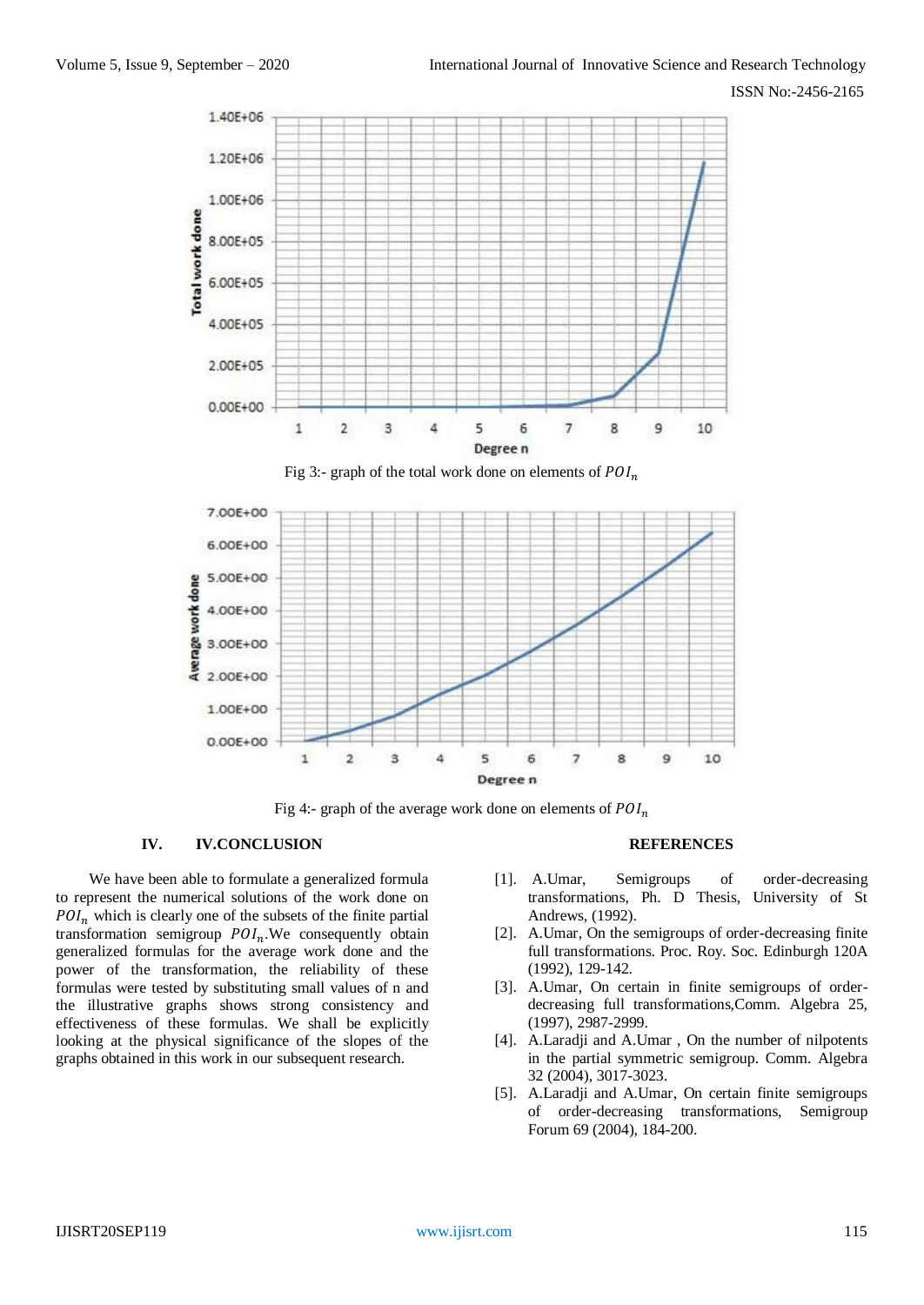Fig 3:- graph of the total work done on elements of $POI_n$

Fig 4:- graph of the average work done on elements of $POI_n$

## IV. IV.CONCLUSION

We have been able to formulate a generalized formula to represent the numerical solutions of the work done on $POI_n$ which is clearly one of the subsets of the finite partial transformation semigroup $POI_n$.We consequently obtain generalized formulas for the average work done and the power of the transformation, the reliability of these formulas were tested by substituting small values of n and the illustrative graphs shows strong consistency and effectiveness of these formulas. We shall be explicitly looking at the physical significance of the slopes of the graphs obtained in this work in our subsequent research.

## REFERENCES

[1]. A.Umar, Semigroups of order-decreasing transformations, Ph. D Thesis, University of St Andrews, (1992).

[2]. A.Umar, On the semigroups of order-decreasing finite full transformations. Proc. Roy. Soc. Edinburgh 120A (1992), 129-142.

[3]. A.Umar, On certain in finite semigroups of order-decreasing full transformations,Comm. Algebra 25, (1997), 2987-2999.

[4]. A.Laradji and A.Umar , On the number of nilpotents in the partial symmetric semigroup. Comm. Algebra 32 (2004), 3017-3023.

[5]. A.Laradji and A.Umar, On certain finite semigroups of order-decreasing transformations, Semigroup Forum 69 (2004), 184-200.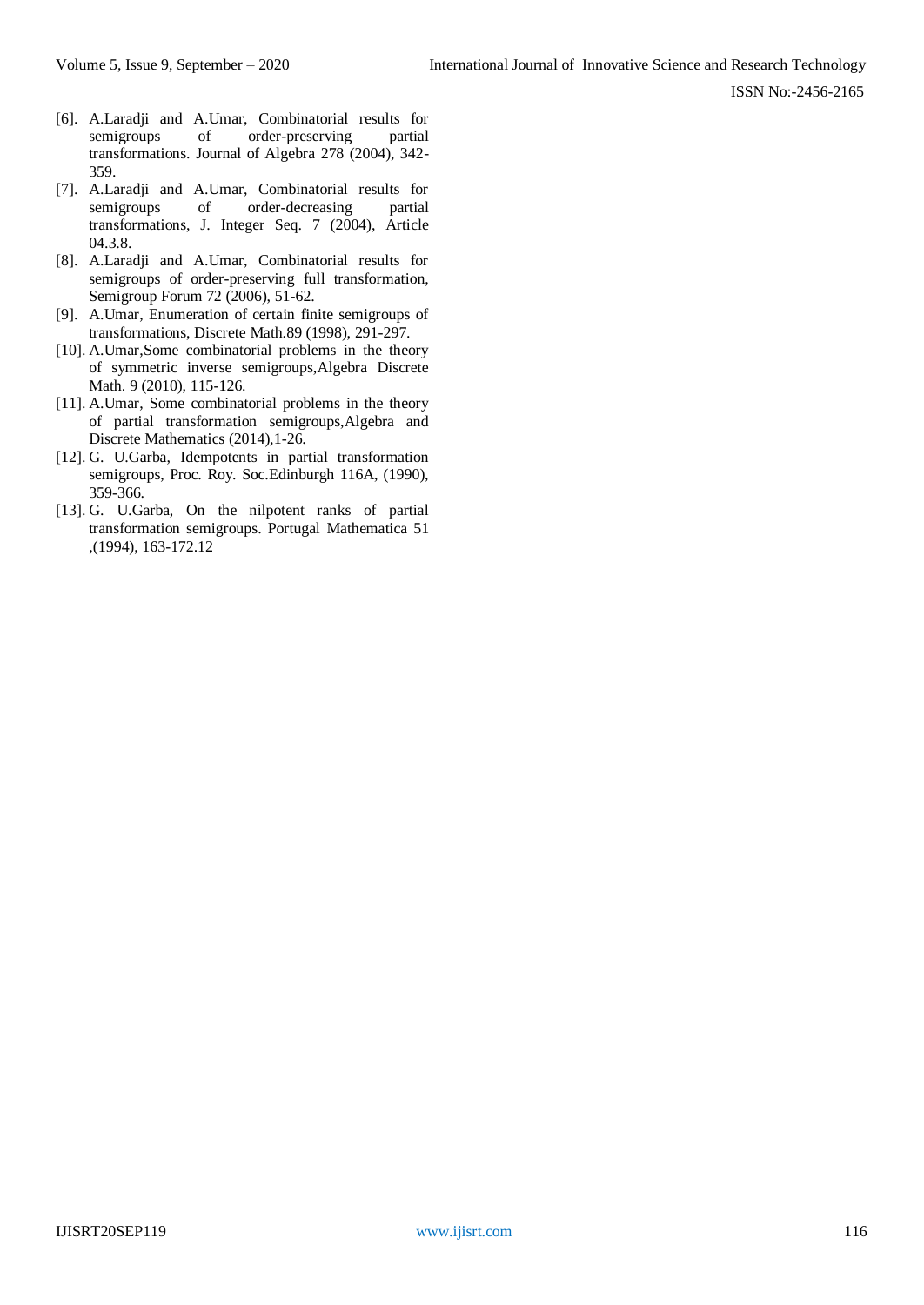[6]. A.Laradji and A.Umar, Combinatorial results for semigroups of order-preserving partial transformations. Journal of Algebra 278 (2004), 342-359.

[7]. A.Laradji and A.Umar, Combinatorial results for semigroups of order-decreasing partial transformations, J. Integer Seq. 7 (2004), Article 04.3.8.

[8]. A.Laradji and A.Umar, Combinatorial results for semigroups of order-preserving full transformation, Semigroup Forum 72 (2006), 51-62.

[9]. A.Umar, Enumeration of certain finite semigroups of transformations, Discrete Math.89 (1998), 291-297.

[10]. A.Umar,Some combinatorial problems in the theory of symmetric inverse semigroups,Algebra Discrete Math. 9 (2010), 115-126.

[11]. A.Umar, Some combinatorial problems in the theory of partial transformation semigroups,Algebra and Discrete Mathematics (2014),1-26.

[12]. G. U.Garba, Idempotents in partial transformation semigroups, Proc. Roy. Soc.Edinburgh 116A, (1990), 359-366.

[13]. G. U.Garba, On the nilpotent ranks of partial transformation semigroups. Portugal Mathematica 51 ,(1994), 163-172.12